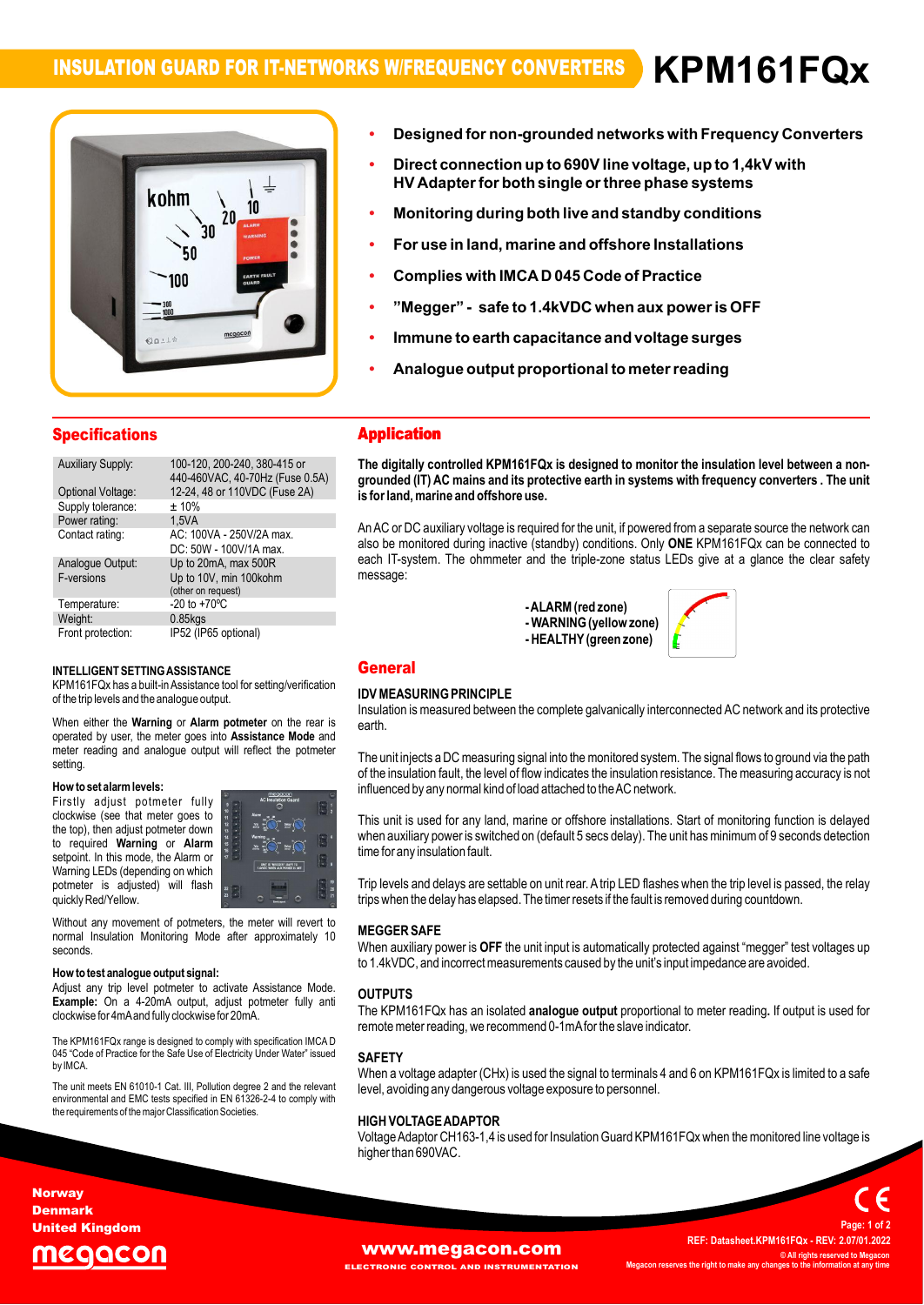# INSULATION GUARD FOR IT-NETWORKS W/FREQUENCY CONVERTERS KPM161FQx

- **Designed for non-grounded networks with Frequency Converters**
- **Direct connection up to 690V line voltage, up to 1,4kV with HV Adapter for both single or three phase systems**
- **Monitoring during both live and standby conditions**
- **For use in land, marine and offshore Installations**
- **Complies with IMCA D 045 Code of Practice**
- **"Megger" - safe to 1.4kVDC when aux power is OFF**
- **Immune to earth capacitance and voltage surges**
- **Analogue output proportional to meter reading**

## Specifications

| | |
|---|---|
| Auxiliary Supply: | 100-120, 200-240, 380-415 or 440-460VAC, 40-70Hz (Fuse 0.5A) |
| Optional Voltage: | 12-24, 48 or 110VDC (Fuse 2A) |
| Supply tolerance: | ± 10% |
| Power rating: | 1,5VA |
| Contact rating: | AC: 100VA - 250V/2A max. DC: 50W - 100V/1A max. |
| Analogue Output: | Up to 20mA, max 500R |
| F-versions | Up to 10V, min 100kohm (other on request) |
| Temperature: | -20 to +70ºC |
| Weight: | 0.85kgs |
| Front protection: | IP52 (IP65 optional) |

### INTELLIGENT SETTING ASSISTANCE

KPM161FQx has a built-in Assistance tool for setting/verification of the trip levels and the analogue output.

When either the **Warning** or **Alarm potmeter** on the rear is operated by user, the meter goes into **Assistance Mode** and meter reading and analogue output will reflect the potmeter setting.

**How to set alarm levels:**

Firstly adjust potmeter fully clockwise (see that meter goes to the top), then adjust potmeter down to required **Warning** or **Alarm** setpoint. In this mode, the Alarm or Warning LEDs (depending on which potmeter is adjusted) will flash quickly Red/Yellow.

Without any movement of potmeters, the meter will revert to normal Insulation Monitoring Mode after approximately 10 seconds.

**How to test analogue output signal:**

Adjust any trip level potmeter to activate Assistance Mode. **Example:** On a 4-20mA output, adjust potmeter fully anti clockwise for 4mA and fully clockwise for 20mA.

The KPM161FQx range is designed to comply with specification IMCA D 045 "Code of Practice for the Safe Use of Electricity Under Water" issued by IMCA.

The unit meets EN 61010-1 Cat. III, Pollution degree 2 and the relevant environmental and EMC tests specified in EN 61326-2-4 to comply with the requirements of the major Classification Societies.

## Application

**The digitally controlled KPM161FQx is designed to monitor the insulation level between a non-grounded (IT) AC mains and its protective earth in systems with frequency converters . The unit is for land, marine and offshore use.**

An AC or DC auxiliary voltage is required for the unit, if powered from a separate source the network can also be monitored during inactive (standby) conditions. Only **ONE** KPM161FQx can be connected to each IT-system. The ohmmeter and the triple-zone status LEDs give at a glance the clear safety message:

- **ALARM (red zone)**
- **WARNING (yellow zone)**
- **HEALTHY (green zone)**

## General

### IDV MEASURING PRINCIPLE

Insulation is measured between the complete galvanically interconnected AC network and its protective earth.

The unit injects a DC measuring signal into the monitored system. The signal flows to ground via the path of the insulation fault, the level of flow indicates the insulation resistance. The measuring accuracy is not influenced by any normal kind of load attached to the AC network.

This unit is used for any land, marine or offshore installations. Start of monitoring function is delayed when auxiliary power is switched on (default 5 secs delay). The unit has minimum of 9 seconds detection time for any insulation fault.

Trip levels and delays are settable on unit rear. A trip LED flashes when the trip level is passed, the relay trips when the delay has elapsed. The timer resets if the fault is removed during countdown.

### MEGGER SAFE

When auxiliary power is **OFF** the unit input is automatically protected against "megger" test voltages up to 1.4kVDC, and incorrect measurements caused by the unit's input impedance are avoided.

### OUTPUTS

The KPM161FQx has an isolated **analogue output** proportional to meter reading**.** If output is used for remote meter reading, we recommend 0-1mA for the slave indicator.

### SAFETY

When a voltage adapter (CHx) is used the signal to terminals 4 and 6 on KPM161FQx is limited to a safe level, avoiding any dangerous voltage exposure to personnel.

### HIGH VOLTAGE ADAPTOR

Voltage Adaptor CH163-1,4 is used for Insulation Guard KPM161FQx when the monitored line voltage is higher than 690VAC.

Norway
Denmark
United Kingdom

megacon

www.megacon.com
ELECTRONIC CONTROL AND INSTRUMENTATION

REF: Datasheet.KPM161FQx - REV: 2.07/01.2022
© All rights reserved to Megacon
Megacon reserves the right to make any changes to the information at any time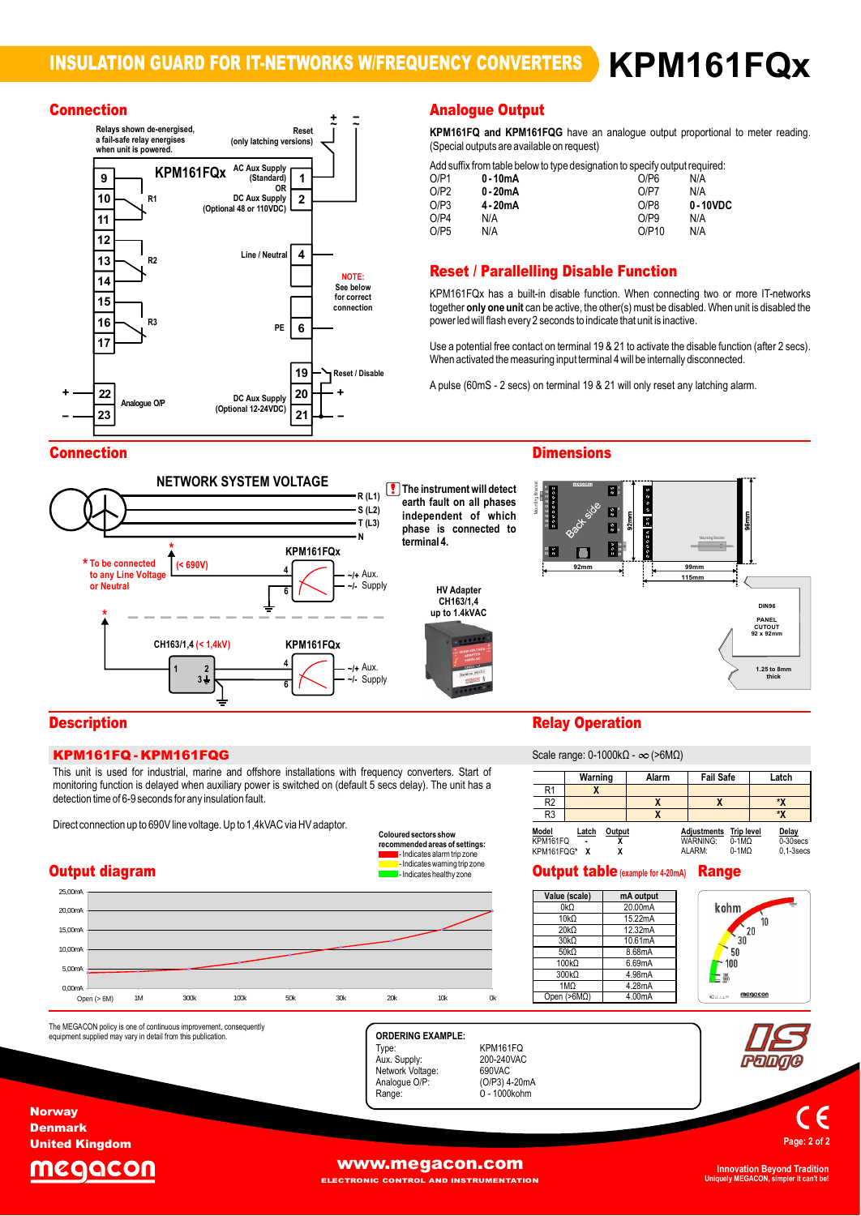# INSULATION GUARD FOR IT-NETWORKS W/FREQUENCY CONVERTERS KPM161FQx

## Connection

Relays shown de-energised, a fail-safe relay energises when unit is powered.

KPM161FQx

9
10 R1
11
12
13 R2
14
15
16 R3
17

AC Aux Supply (Standard) 1
OR
DC Aux Supply (Optional 48 or 110VDC) 2

Reset (only latching versions)

Line / Neutral 4

NOTE: See below for correct connection

PE 6

19 Reset / Disable

+ 22 Analogue O/P
– 23

DC Aux Supply (Optional 12-24VDC) 20 +
21 –

## Analogue Output

**KPM161FQ and KPM161FQG** have an analogue output proportional to meter reading. (Special outputs are available on request)

Add suffix from table below to type designation to specify output required:

| | | | |
|---|---|---|---|
| O/P1 | **0-10mA** | O/P6 | N/A |
| O/P2 | **0-20mA** | O/P7 | N/A |
| O/P3 | **4-20mA** | O/P8 | **0-10VDC** |
| O/P4 | N/A | O/P9 | N/A |
| O/P5 | N/A | O/P10 | N/A |

## Reset / Parallelling Disable Function

KPM161FQx has a built-in disable function. When connecting two or more IT-networks together **only one unit** can be active, the other(s) must be disabled. When unit is disabled the power led will flash every 2 seconds to indicate that unit is inactive.

Use a potential free contact on terminal 19 & 21 to activate the disable function (after 2 secs). When activated the measuring input terminal 4 will be internally disconnected.

A pulse (60mS - 2 secs) on terminal 19 & 21 will only reset any latching alarm.

## Connection

NETWORK SYSTEM VOLTAGE

R (L1)
S (L2)
T (L3)
N

\* To be connected to any Line Voltage or Neutral

(< 690V)

KPM161FQx

~/+ Aux.
~/- Supply

CH163/1,4 (< 1,4kV)

KPM161FQx

~/+ Aux.
~/- Supply

**The instrument will detect earth fault on all phases independent of which phase is connected to terminal 4.**

HV Adapter CH163/1,4 up to 1.4kVAC

## Dimensions

92mm
92mm
99mm
115mm
96mm

DIN96

PANEL CUTOUT 92 x 92mm

1.25 to 8mm thick

## Description

### KPM161FQ - KPM161FQG

This unit is used for industrial, marine and offshore installations with frequency converters. Start of monitoring function is delayed when auxiliary power is switched on (default 5 secs delay). The unit has a detection time of 6-9 seconds for any insulation fault.

Direct connection up to 690V line voltage. Up to 1,4kVAC via HV adaptor.

Coloured sectors show recommended areas of settings:
- Indicates alarm trip zone
- Indicates warning trip zone
- Indicates healthy zone

## Output diagram

25,00mA
20,00mA
15,00mA
10,00mA
5,00mA
0,00mA

Open (> 6M) 1M 300k 100k 50k 30k 20k 10k 0k

## Relay Operation

Scale range: 0-1000kΩ - ∞ (>6MΩ)

| | Warning | Alarm | Fail Safe | Latch |
|---|---|---|---|---|
| R1 | X | | | |
| R2 | | X | X | *X |
| R3 | | X | | *X |

| Model | Latch | Output | Adjustments | Trip level | Delay |
|---|---|---|---|---|---|
| KPM161FQ | - | X | WARNING: | 0-1MΩ | 0-30secs |
| KPM161FQG* | X | X | ALARM: | 0-1MΩ | 0,1-3secs |

## Output table (example for 4-20mA)

| Value (scale) | mA output |
|---|---|
| 0kΩ | 20.00mA |
| 10kΩ | 15.22mA |
| 20kΩ | 12.32mA |
| 30kΩ | 10.61mA |
| 50kΩ | 8.68mA |
| 100kΩ | 6.69mA |
| 300kΩ | 4.98mA |
| 1MΩ | 4.28mA |
| Open (>6MΩ) | 4.00mA |

## Range

kohm
10
20
30
50
100

The MEGACON policy is one of continuous improvement, consequently equipment supplied may vary in detail from this publication.

**ORDERING EXAMPLE:**

| | |
|---|---|
| Type: | KPM161FQ |
| Aux. Supply: | 200-240VAC |
| Network Voltage: | 690VAC |
| Analogue O/P: | (O/P3) 4-20mA |
| Range: | 0 - 1000kohm |

Norway
Denmark
United Kingdom

megacon

www.megacon.com
ELECTRONIC CONTROL AND INSTRUMENTATION

Innovation Beyond Tradition
Uniquely MEGACON, simpler it can't be!